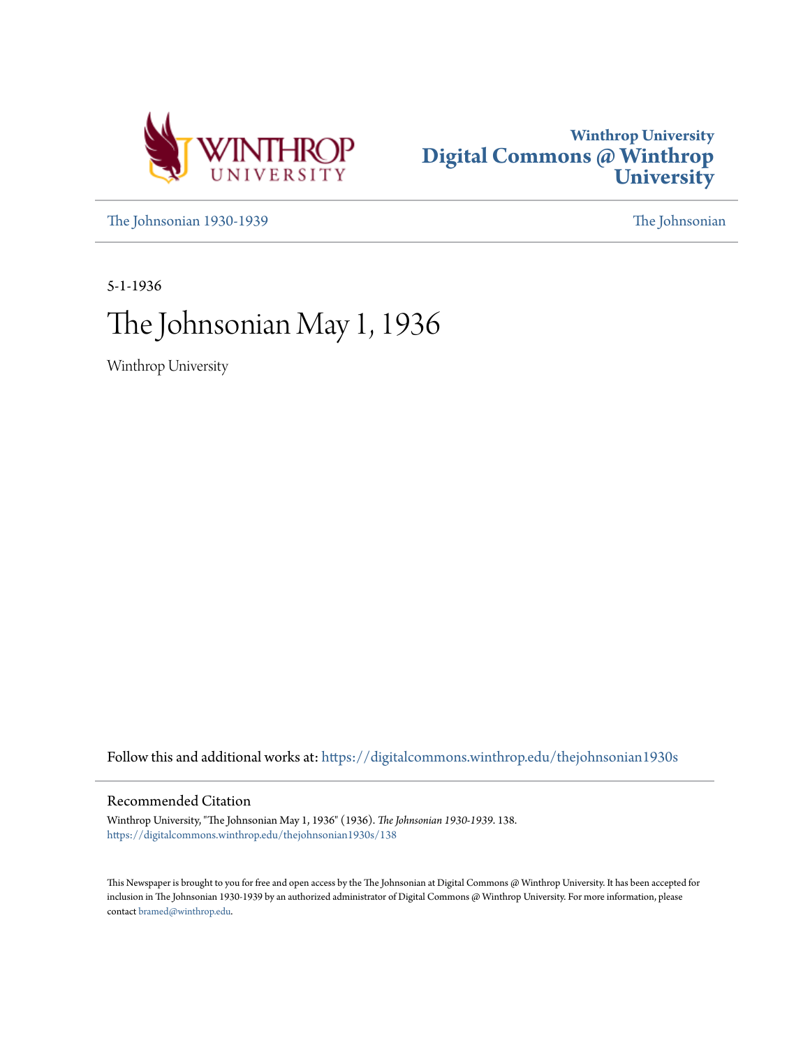Winthrop University
Digital Commons @ Winthrop University

The Johnsonian 1930-1939

The Johnsonian

5-1-1936

# The Johnsonian May 1, 1936

Winthrop University

Follow this and additional works at: https://digitalcommons.winthrop.edu/thejohnsonian1930s

## Recommended Citation

Winthrop University, "The Johnsonian May 1, 1936" (1936). *The Johnsonian 1930-1939*. 138.
https://digitalcommons.winthrop.edu/thejohnsonian1930s/138

This Newspaper is brought to you for free and open access by the The Johnsonian at Digital Commons @ Winthrop University. It has been accepted for inclusion in The Johnsonian 1930-1939 by an authorized administrator of Digital Commons @ Winthrop University. For more information, please contact bramed@winthrop.edu.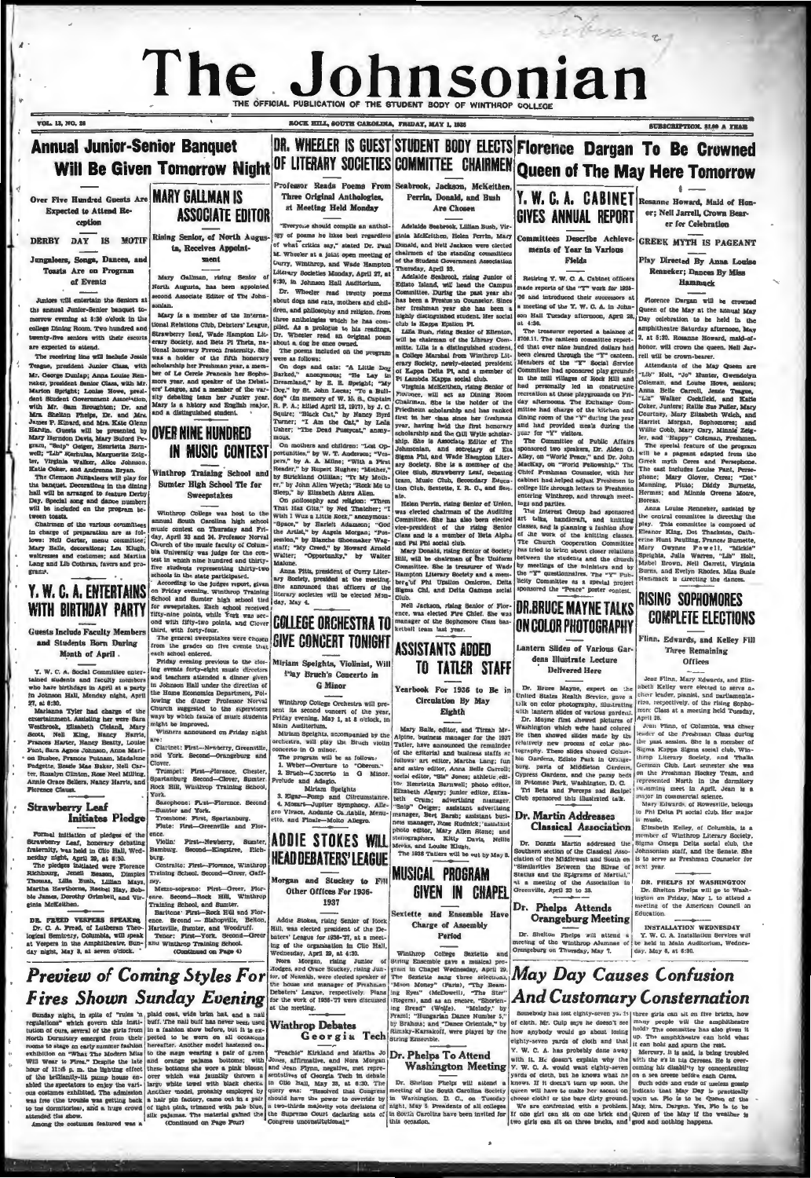# The Johnsonian

THE OFFICIAL PUBLICATION OF THE STUDENT BODY OF WINTHROP COLLEGE

VOL. 13, NO. 28 — ROCK HILL, SOUTH CAROLINA, FRIDAY, MAY 1, 1936 — SUBSCRIPTION, $1.00 A YEAR

## Annual Junior-Senior Banquet Will Be Given Tomorrow Night

### Over Five Hundred Guests Are Expected to Attend Reception

### DERBY DAY IS MOTIF

#### Jungaleers, Songs, Dances, and Toasts Are on Program of Events

Juniors will entertain the Seniors at the annual Junior-Senior banquet tomorrow evening at 8:30 o'clock in the college Dining Room. Two hundred and twenty-five seniors with their escorts are expected to attend.

The receiving line will include Jessie Teague, president Junior Class, with Mr. George Dunlap; Anna Louise Renneker, president Senior Class, with Mr. Marion Spright; Louise Howe, president Student Government Association, with Mr. Sam Broughton; Dr. and Mrs. Shelton Phelps, Dr. and Mrs. James P. Kinard, and Mrs. Kate Glenn Hardin. Guests will be presented by Mary Herndon Davis, Mary Buford Peeples, "Snip" Geiger, Henrietta Barnwell, "Lib" Kerhulas, Marguerite Zeigler, Virginia Walker, Alice Johnson, Katie Coker, and Andrena Bryan.

The Clemson Jungaleers will play for the banquet. Decorations in the dining hall will be arranged to feature Derby Day. Special song and dance numbers will be included on the program between toasts.

Chairmen of the various committees in charge of preparation are as follows: Nell Carter, menu committee; Mary Balls, decorations; Lou Klugh, waitresses and costumes; and Martha Lang and Lib Cothran, favors and programs.

## Y. W. C. A. ENTERTAINS WITH BIRTHDAY PARTY

### Guests Include Faculty Members and Students Born During Month of April.

Y. W. C. A. Social Committee entertained students and faculty members who have birthdays in April at a party in Johnson Hall, Monday night, April 27, at 6:30.

Marianna Tyler had charge of the entertainment. Assisting her were Sara Westbrook, Elizabeth Cleland, Mary Scott, Nell King, Nancy Harris, Frances Harter, Nancy Beatty, Louise Fant, Sara Agnes Johnson, Anna Marion Busbee, Frances Putnam, Madeline Padgette, Bessie Mae Baker, Nell Carter, Roselyn Clinton, Rose Nell Milling, Annie Grace Sellers, Nancy Harris, and Florence Clauss.

## Strawberry Leaf Initiates Pledges

Formal initiation of pledges of the Strawberry Leaf, honorary debating fraternity, was held in Clio Hall, Wednesday night, April 29, at 6:30.

The pledges initiated were Florence Richbourg, Jenell Beason, Dimples Thomas, Lilla Bush, Lillian Mays, Martha Hawthorne, Rachel Hay, Bobbie James, Dorothy Grimball, and Virginia McKeithen.

**DR. FREED VESPERS SPEAKER**

Dr. C. A. Freed, of Lutheran Theological Seminary, Columbia, will speak at Vespers in the Amphitheatre, Sunday night, May 3, at seven o'clock.

## MARY GALLMAN IS ASSOCIATE EDITOR

### Rising Senior, of North Augusta, Receives Appointment

Mary Gallman, rising Senior of North Augusta, has been appointed second Associate Editor of The Johnsonian.

Mary is a member of the International Relations Club, Debaters' League, Strawberry Leaf, Wade Hampton Literary Society, and Beta Pi Theta, national honorary French fraternity. She was a holder of the fifth honorary scholarship her Freshman year, a member of Le Cercle Francais her Sophomore year, and speaker of the Debaters' League, and a member of the varsity debating team her Junior year. Mary is a history and English major, and a distinguished student.

## OVER NINE HUNDRED IN MUSIC CONTEST

### Winthrop Training School and Sumter High School Tie for Sweepstakes

Winthrop College was host to the annual South Carolina high school music contest on Thursday and Friday, April 23 and 24. Professor Norval Church of the music faculty of Columbia University was judge for the contest in which nine hundred and thirty-five students representing thirty-two schools in the state participated.

According to the judges report, given on Friday evening, Winthrop Training School and Sumter high school tied for sweepstakes. Each school received fifty-nine points, while York was second with fifty-two points, and Clover third, with forty-four.

The general sweepstakes were chosen from the grades on five events that each school entered.

Friday evening previous to the closing events forty-eight music directors and teachers attended a dinner given in Johnson Hall under the direction of the Home Economics Department. Following the dinner Professor Norval Church suggested to the supervisors ways by which faults of music students might be improved.

Winners announced on Friday night are:

Clarinet: First—Newberry, Greenville, and York. Second—Orangeburg and Clover.

Trumpet: First—Florence, Chester, Spartanburg. Second—Clover, Sumter, Rock Hill, Winthrop Training School, York.

Saxophone: First—Florence. Second—Sumter and York.

Trombone: First, Spartanburg.

Flute: First—Greenville and Florence.

Violin: First—Newberry, Sumter, Bamburg. Second—Kingstree, Richburg.

Contralto: First—Florence, Winthrop Training School. Second—Greer, Gaffney.

Mezzo-soprano: First—Greer, Florence. Second—Rock Hill, Winthrop Training School, and Sumter.

Baritone: First—Rock Hill and Florence. Second — Bishopville, Belton, Hartsville, Sumter, and Woodruff.

Tenor: First—York. Second—Greer and Winthrop Training School.

(Continued on Page 4)

## DR. WHEELER IS GUEST OF LITERARY SOCIETIES

### Professor Reads Poems From Three Original Anthologies, at Meeting Held Monday

"Everyone should compile an anthology of poems he likes best regardless of what critics say," stated Dr. Paul M. Wheeler at a joint open meeting of Curry, Winthrop, and Wade Hampton Literary Societies Monday, April 27, at 6:30, in Johnson Hall Auditorium.

Dr. Wheeler read twenty poems about dogs and cats, mothers and children, and philosophy and religion, from three anthologies which he has compiled. As a prologue to his readings, Dr. Wheeler read an original poem about a dog he once owned.

The poems included on the program were as follows:

On dogs and cats: "A Little Dog Barked," anonymous; "He Lay in Dreamland," by E. E. Speight; "My Dog," by St. John Lucas; "To a Bulldog" (In memory of W. H. S., Captain R. F. A.; killed April 12, 1917), by J. C. Squire; "Black Cat," by Nancy Byrd Turner; "I Am the Cat," by Leila Usher; "The Dead Pussycat," anonymous.

On mothers and children: "Lost Opportunities," by W. T. Anderson; "Vespers," by A. A. Milne; "With a First Reader," by Rupert Hughes; "Mother," by Strickland Gillilan; "To My Mother," by John Allen Wyeth; "Rock Me to Sleep," by Elizabeth Akers Allen.

On philosophy and religion: "Three That Has Cits," by Ned Thatcher; "I Wish I Was a Little Rock," anonymous; "Space," by Bartell Adamson; "God the Artist," by Angela Morgan; "Possession," by Blanche Shoemaker Wagstaff; "My Creed," by Howard Arnold Walter; "Opportunity," by Walter Malone.

Anna Pitts, president of Curry Literary Society, presided at the meeting. She announced that officers of the literary societies will be elected Monday, May 4.

## COLLEGE ORCHESTRA TO GIVE CONCERT TONIGHT

### Miriam Speights, Violinist, Will Play Bruch's Concerto in G Minor

Winthrop College Orchestra will present its second concert of the year, Friday evening, May 1, at 8 o'clock, in Main Auditorium.

Miriam Speights, accompanied by the orchestra, will play the Bruch violin concerto in G minor.

The program will be as follows:

1. Weber—Overture to "Oberon."
2. Bruch—Concerto in G Minor. Prelude and Adagio.
   Miriam Speights
3. Elgar—Pomp and Circumstance.
4. Mozart—Jupiter Symphony. Allegro Vivace, Andante Cantabile, Menuetto, and Finale—Molto Allegro.

## ADDIE STOKES WILL HEAD DEBATERS' LEAGUE

### Morgan and Stuckey to Fill Other Offices For 1936-1937

Addie Stokes, rising Senior of Rock Hill, was elected president of the Debaters' League for 1936-'37, at a meeting of the organization in Clio Hall, Wednesday, April 29, at 4:30.

Nora Morgan, rising Junior of Hodges, and Grace Stuckey, rising Junior of Norwich, were elected speaker of the house and manager of Freshman Debaters' League, respectively. Plans for the work of 1936-'37 were discussed at the meeting.

### Winthrop Debates Georgia Tech

"Peachie" Kirkland and Martha Jo Jones, affirmative, and Nora Morgan and Jean Flynn, negative, met representatives of Georgia Tech in debate in Clio Hall, May 28, at 6:30. The query was: "Resolved that Congress should have the power to override by a two-thirds majority vote decisions of the Supreme Court declaring acts of Congress unconstitutional."

## STUDENT BODY ELECTS COMMITTEE CHAIRMEN

### Seabrook, Jackson, McKeithen, Perrin, Donald, and Bush Are Chosen

Adelaide Seabrook, Lillian Bush, Virginia McKeithen, Helen Perrin, Mary Donald, and Nell Jackson were elected chairmen of the standing committees of the Student Government Association Thursday, April 23.

Adelaide Seabrook, rising Junior of Edisto Island, will head the Campus Committee. During the past year she has been a Freshman Counselor. Since her freshman year she has been a highly distinguished student. Her social club is Kappa Epsilon Pi.

Lilla Bush, rising Senior of Ellenton, will be chairman of the Library Committee. Lilla is a distinguished student, a College Marshal from Winthrop Literary Society, newly-elected president of Kappa Delta Pi, and a member of Pi Lambda Kappa social club.

Virginia McKeithen, rising Senior of Pomaria, will act as Dining Room Chairman. She is the holder of the Friedheim scholarship and has ranked first in her class since her freshman year, having held the first honorary scholarship and the Gill Wylie scholarship. She is Associate Editor of The Johnsonian, and secretary of Eta Sigma Phi, and Wade Hampton Literary Society. She is a member of the Glee Club, Strawberry Leaf, debating team, Music Club, Secondary Education Club, Seniette, I. R. C., and Senate.

Helen Perrin, rising Senior of Union, was elected chairman of the Auditing Committee. She has also been elected vice-president of the rising Senior Class and is a member of Beta Alpha and Psi Phi social club.

Mary Donald, rising Senior of Society Hill, will be chairman of the Uniform Committee. She is treasurer of Wade Hampton Literary Society and a member of Phi Upsilon Omicron, Delta Sigma Chi, and Delta Gamma social Club.

Nell Jackson, rising Senior of Florence, was elected Fire Chief. She was manager of the Sophomore Class basketball team last year.

## ASSISTANTS ADDED TO TATLER STAFF

### Yearbook For 1936 to Be in Circulation By May Eighth

Mary Balls, editor, and Tirzah McAlpine, business manager for the 1937 Tatler, have announced the remainder of the editorial and business staffs as follows: art editor, Martha Lang; fun and satire editor, Anna Belle Carroll; social editor, "Sis" Jones; athletic editor, Henrietta Barnwell; photo editor, Elizabeth Alsbury; junior editor, Elizabeth Crum; advertising manager, "Snip" Geiger; assistant advertising manager, Bert Barab; assistant business manager, Rose Rudnick; assistant photo editor, Mary Allen Stone; and stenographers, Kitty Davis, Nellie Meeks, and Louise Klugh.

The 1936 Tatlers will be out by May 8.

## MUSICAL PROGRAM GIVEN IN CHAPEL

### Sextette and Ensemble Have Charge of Assembly Period

Winthrop College Sextette and String Ensemble gave a musical program in Chapel Wednesday, April 29. The Sextette sang three selections, "Moon Money" (Paris), "Thy Beaming Bread" (Wolfe), "Melody" by Frami; "Hungarian Dance Number 5," by Brahms; and "Dance Orientale," by Rimsky-Korsakoff, were played by the String Ensemble.

## Dr. Phelps To Attend Washington Meeting

Dr. Shelton Phelps will attend a meeting of the South Carolina Society of Washington, D. C., on Tuesday night, May 5. Presidents of all colleges in South Carolina have been invited for this occasion.

## Florence Dargan To Be Crowned Queen of The May Here Tomorrow

### Rosanne Howard, Maid of Honor; Nell Jarrell, Crown Bearer for Celebration

### GREEK MYTH IS PAGEANT

#### Play Directed By Anna Louise Renneker; Dances By Miss Hammack

Florence Dargan will be crowned Queen of the May at the annual May Day celebration to be held in the amphitheatre Saturday afternoon, May 2, at 5:30. Rosanne Howard, maid-of-honor, will crown the queen. Nell Jarrell will be crown-bearer.

Attendants of the May Queen are "Lib" Holt, "Jo" Munter, Gwendolyn Coleman, and Louise Howe, seniors; Anna Belle Carroll, Jessie Teague, "Liz" Walker Cockfield, and Katie Coker, Juniors; Ralle Sue Fuller, Mary Courtney, Mary Elizabeth Welch, and Harriet Morgan, Sophomores; and Willie Cobb, Mary Cary, Minnie Zeigler, and "Happy" Coleman, Freshmen.

The special feature of the program will be a pageant adapted from the Greek myth Ceres and Persephone. The cast includes Louise Fant, Persephone; Mary Glover, Ceres; "Dot" Manning, Pluto; Diddy Burnette, Hermes; and Minnie Greene Moore, Boreas.

Anna Louise Renneker, assisted by the central committee is directing the play. This committee is composed of Eleanor King, Dot Thackston, Catherine Hunt Paulling, Frances Burnette, Mary Gwynne Powell, "Mickie" Speights, Julia Warren, "Lib" Holt, Mabel Brown, Nell Garrett, Virginia Burns, and Evelyn Rhodes. Miss Susie Hammack is directing the dances.

## RISING SOPHOMORES COMPLETE ELECTIONS

### Flinn, Edwards, and Kelley Fill Three Remaining Offices

Jean Flinn, Mary Edwards, and Elizabeth Kelley were elected to serve as cheer leader, pianist, and parliamentarian, respectively, of the rising Sophomore Class at a meeting held Tuesday, April 28.

Jean Flinn, of Columbia, was cheer leader of the Freshman Class during the past session. She is a member of Sigma Kappa Sigma social club, Winthrop Literary Society, and Thalia German Club. Last semester she was on the Freshman Hockey Team, and represented North in the dormitory swimming meet in April. Jean is a major in commercial science.

Mary Edwards, of Rowesville, belongs to Phi Delta Pi social club. Her major is music.

Elizabeth Kelley, of Columbia, is a member of Winthrop Literary Society, Sigma Omega Delta social club, the Johnsonian staff, and the Senate. She is to serve as Freshman Counselor for next year.

**DR. PHELPS IN WASHINGTON**

Dr. Shelton Phelps will go to Washington on Friday, May 1, to attend a meeting of the American Council on Education.

**INSTALLATION WEDNESDAY**

Y. W. C. A. Installation Services will be held in Main Auditorium, Wednesday, May 6, at 6:30.

## Y. W. C. A. CABINET GIVES ANNUAL REPORT

### Committees Describe Achievements of Year in Various Fields

Retiring Y. W. C. A. Cabinet officers made reports of the "Y" work for 1935-'36 and introduced their successors at a meeting of the Y. W. C. A. in Johnson Hall Tuesday afternoon, April 28, at 4:30.

The treasurer reported a balance of $708.11. The canteen committee reported that over nine hundred dollars had been cleared through the "Y" canteen. Members of the "Y" Social Service Committee had sponsored play grounds in the mill villages of Rock Hill and had personally led in constructive recreation at these playgrounds on Friday afternoons. The Exchange Committee had charge of the kitchen and dining room of the "Y" during the year and had provided meals during the year for "Y" visitors.

The Committee of Public Affairs sponsored two speakers, Dr. Alden G. Alley, on "World Peace," and Dr. John MacKay, on "World Fellowship." The Chief Freshman Counselor, with her cabinet had helped adjust Freshmen to college life through letters to Freshmen entering Winthrop, and through meetings and parties.

The Interest Group had sponsored art talks, handicraft, and knitting classes, and is planning a fashion show of the work of the knitting classes. The Church Cooperation Committee has tried to bring about closer relations between the students and the church by meetings of the ministers and by the "Y" questionnaires. The "Y" Publicity Committee as a special project sponsored the "Peace" poster contest.

## DR. BRUCE MAYNE TALKS ON COLOR PHOTOGRAPHY

### Lantern Slides of Various Gardens Illustrate Lecture Delivered Here

Dr. Bruce Mayne, expert on the United States Health Service, gave a talk on color photography, illustrating with lantern slides of various gardens. Dr. Mayne first showed pictures of Washington which were hand colored. He then showed slides made by the relatively new process of color photography. These slides showed Columbia Gardens, Edisto Park in Orangeburg, parks of Middleton Gardens, Cypress Gardens, and the pansy beds in Potomac Park, Washington, D. C.

Tri Beta and Forceps and Scalpel Club sponsored this illustrated talk.

## Dr. Martin Addresses Classical Association

Dr. Donnis Martin addressed the Southern section of the Classical Association of the Middlewest and South on "Similarities Between the Silvae of Statius and the Epigrams of Martial," at a meeting of the Association in Greenville, April 23 to 25.

## Dr. Phelps Attends Orangeburg Meeting

Dr. Shelton Phelps will attend a meeting of the Winthrop Alumnae of Orangeburg on Thursday, May 7.

## Preview of Coming Styles For Fires Shown Sunday Evening

Sunday night, in spite of "rules 'n regulations" which govern this institution of ours, several of the girls from North Dormitory emerged from their rooms to stage an early summer fashion exhibition on "What The Modern Miss Will Wear to Fires." Despite the late hour of 11:45 p. m. the lighting effect of the brilliantly-lit pump house enabled the spectators to enjoy the various costumes exhibited. The admission was free (the trouble was getting back to our dormitories), and a huge crowd attended the show.

Among the costumes featured was a plaid coat, wide brim hat, and a nail buff. The nail buff has never been used in a fashion show before, but it is expected to be worn on all occasions hereafter. Another model hastened on to the stage wearing a pair of green and orange pajama bottoms, with these bottoms she wore a pink blouse, over which was jauntily thrown a large white towel with black checks. Another model, probably employed by a hair pin factory, came out in a pair of light pink, trimmed with pale blue, silk pajamas. The material gained the (Continued on Page Four)

## May Day Causes Confusion And Customary Consternation

Somebody has lost eighty-seven yards of cloth. Mr. Culp says he doesn't see how anybody would go about losing eighty-seven yards of cloth and that Y. W. C. A. has probably done away with it. He doesn't explain why the Y. W. C. A. would want eighty-seven yards of cloth, but he knows what he knows. If it doesn't turn up soon, the queen will have to make her ascent on cheese cloth or the bare dirty ground.

We are confronted with a problem. If one girl can sit on one brick and two girls can sit on three bricks, and three girls can sit on five bricks, how many people will the amphitheatre hold? The committee has also given it up. The amphitheatre can hold what it can hold and spurn the rest.

Mercury, it is said, is being troubled with the w's in his Cereses. He is overcoming his disability by concentrating on a sea breeze before each Ceres.

Such odds and ends of useless gossip indicate that May Day is practically upon us. Flo is to be Queen of the May, Mrs. Dargan, yes, Flo is to be Queen of the May if the weather is good and nothing happens.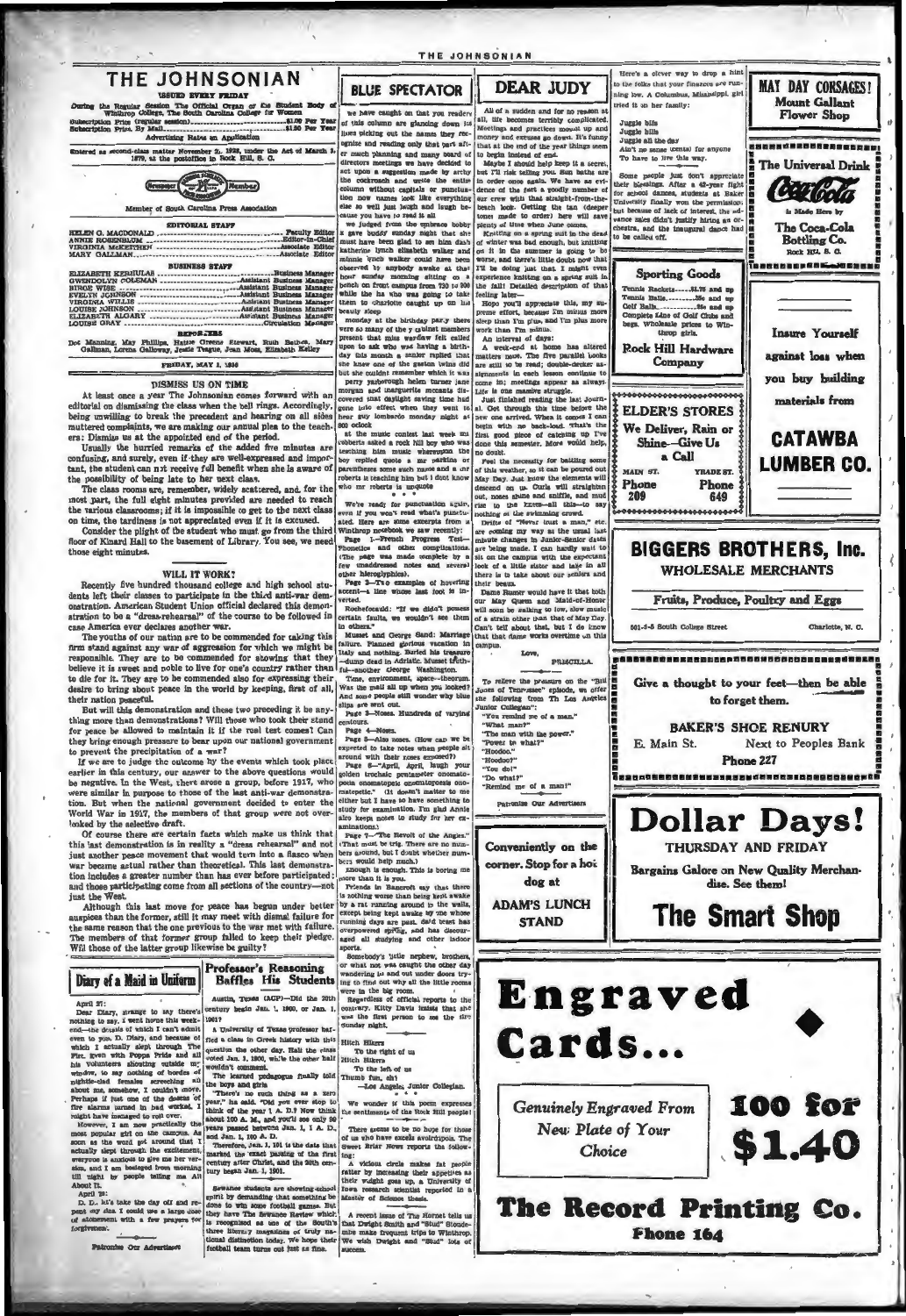# THE JOHNSONIAN

ISSUED EVERY FRIDAY

During the Regular Session The Official Organ of the Student Body of Winthrop College, The South Carolina College for Women

Subscription Price (regular session)............................$1.00 Per Year
Subscription Price, By Mail............................................$1.50 Per Year

Advertising Rates on Application

Entered as second-class matter November 21, 1923, under the Act of March 3, 1879, at the postoffice in Rock Hill, S. C.

Member of South Carolina Press Association

**EDITORIAL STAFF**

HELEN G. MACDONALD ........................................ Faculty Editor
ANNIE ROSENBLUM ........................................ Editor-in-Chief
VIRGINIA McKEITHEN ........................................ Associate Editor
MARY GALLMAN ........................................ Associate Editor

**BUSINESS STAFF**

ELIZABETH KERHULAS ........................................ Business Manager
GWENDOLYN COLEMAN ........................................ Assistant Business Manager
BIRGE WISE ........................................ Assistant Business Manager
EVELYN JOHNSON ........................................ Assistant Business Manager
VIRGINIA WILLIS ........................................ Assistant Business Manager
LOUISE JOHNSON ........................................ Assistant Business Manager
ELIZABETH ALGARY ........................................ Assistant Business Manager
LOUISE GRAY ........................................ Circulation Manager

**REPORTERS**

Dot Manning, May Phillips, Hattie Greene Stewart, Ruth Bethea, Mary Gallman, Lorena Galloway, Jessie Teague, Jean Moss, Elizabeth Kelley

FRIDAY, MAY 1, 1936

## DISMISS US ON TIME

At least once a year The Johnsonian comes forward with an editorial on dismissing the class when the bell rings. Accordingly, being unwilling to break the precedent and hearing on all sides muttered complaints, we are making our annual plea to the teachers: Dismiss us at the appointed end of the period.

Usually the hurried remarks of the added five minutes are confusing, and surely, even if they are well-expressed and important, the student can not receive full benefit when she is aware of the possibility of being late to her next class.

The class rooms are, remember, widely scattered, and, for the most part, the full eight minutes provided are needed to reach the various classrooms; if it is impossible to get to the next class on time, the tardiness is not appreciated even if it is excused.

Consider the plight of the student who must go from the third floor of Kinard Hall to the basement of Library. You see, we need those eight minutes.

## WILL IT WORK?

Recently five hundred thousand college and high school students left their classes to participate in the third anti-war demonstration. American Student Union official declared this demonstration to be a "dress-rehearsal" of the course to be followed in case America ever declares another war.

The youths of our nation are to be commended for taking this firm stand against any war of aggression for which we might be responsible. They are to be commended for showing that they believe it is sweet and noble to live for one's country rather than to die for it. They are to be commended also for expressing their desire to bring about peace in the world by keeping, first of all, their nation peaceful.

But will this demonstration and these two preceding it be anything more than demonstrations? Will those who took their stand for peace be allowed to maintain it if the real test comes? Can they bring enough pressure to bear upon our national government to prevent the precipitation of a war?

If we are to judge the outcome by the events which took place earlier in this century, our answer to the above questions would be negative. In the West, there arose a group, before 1917, who were similar in purpose to those of the last anti-war demonstration. But when the national government decided to enter the World War in 1917, the members of that group were not overlooked by the selective draft.

Of course there are certain facts which make us think that this last demonstration is in reality a "dress rehearsal" and not just another peace movement that would turn into a fiasco when war became actual rather than theoretical. This last demonstration includes a greater number than has ever before participated; and those participating come from all sections of the country—not just the West.

Although this last move for peace has begun under better auspices than the former, still it may meet with dismal failure for the same reason that the one previous to the war met with failure. The members of that former group failed to keep their pledge. Will those of the latter group likewise be guilty?

## Diary of a Maid in Uniform

April 27:

Dear Diary, strange to say there's nothing to say. I went home this week-end—the details of which I can't admit even to you, D. Diary, and because of which I actually slept through the Fire, even with Poppa Pride and all his volunteers shouting outside my window, to say nothing of hordes of nightie-clad females screeching all about me, somehow, I couldn't move. Perhaps if just one of the dozens of fire alarms turned in had worked, I might have managed to roll over.

However, I am now practically the most popular girl on the campus. As soon as the word got around that I actually slept through the excitement, everyone is anxious to give me her version, and I am besieged from morning till night by people telling me All About It.

April 28:

D. D., it's take the day off and repent my sins. I could use a large dose of atonement with a few prayers for forgiveness.

Patronize Our Advertisers

## Professor's Reasoning Baffles His Students

Austin, Texas (ACP)—Did the 20th century begin Jan. 1, 1900, or Jan. 1, 1901?

A University of Texas professor baffled a class in Greek history with this question the other day. Half the class voted Jan. 1, 1900, while the other half wouldn't commit.

The learned pedagogue finally told the boys and girls:

"There's no such thing as a zero year," he said. "Did you ever stop to think of the year 1 A. D.? Now think about 100 A. M., and you'll see only 99 years passed between Jan. 1, 1 A. D. and Jan. 1, 100 A. D.

Therefore, Jan. 1, 101 is the date that marked the exact passing of the first century after Christ, and the 20th century began Jan. 1, 1901.

Sewanee students are showing school spirit by demanding that something be done to win some football games. But they have The Sewanee Review which is recognized as one of the South's three literary magazines of truly national distinction today. We hope their football team turns out just as fine.

## BLUE SPECTATOR

we have caught on that you readers of this column are glancing down its lines picking out the names they recognize and reading only that part after much planning and many board of directors meetings we have decided to act upon a suggestion made by archy the cockroach and write the entire column without capitals or punctuation now names look like everything else so well just laugh and laugh because you have to read it all

we judged from the embrace bobby s gave buddy sunday night that she must have been glad to see him dash katherine lynch elizabeth walker and minnie lynch walker could have been observed by anybody awake at that hour sunday morning sitting on a bench on front campus from 730 to 900 while the lab was going to take them to charlotte caught up on his beauty sleep

monday at the birthday party there were so many of the y cabinet members present that miss wardlaw felt called upon to ask who was having a birthday this month a senior replied that she knew one of the gaston twins did but she couldnt remember which it was

perry yarborough helen turner jane morgan and marguerite mccants discovered that daylight saving time had gone into effect when they went to hear guy lombardo monday night at 800 oclock

at the music contest last week ma roberts asked a rock hill boy who was teaching him music whereupon the boy replied quote a mr parkins or parenthese some such name and a mr roberts is teaching him but i dont know who mr roberts is unquote

\* \* \*

We're ready for punctuation again, even if you won't read what's punctuated. Here are some excerpts from a Winthrop notebook we saw recently:

Page 1—French Progress Test—Phonetics and other complications. (The page was made complete by a few unaddressed notes and several other hieroglyphics).

Page 2—Two examples of hovering accent—a line whose last foot is inverted.

Rochefoucald: "If we didn't possess certain faults, we wouldn't see them in others."

Musset and George Sand: Marriage failure. Planned glorious vacation in Italy and nothing. Buried his treasure—dump dead in Adriatic. Musset fifth—another George Washington.

Time, environment, space—theorum. Was the mail all up when you looked? And some people still wonder why blue slips are sent out.

Page 3—Notes. Hundreds of varying contours.

Page 4—Notes.

Page 5—Also notes. (How can we be expected to take notes when people sit around with their toes exposed?)

Page 6—"April, April, laugh your golden trochaic pentameter onomatopoeia onomatopoeic onomatopoeia onomatepetic." (It doesn't matter to me either but I have to have something to study for examination. I'm glad Annie also keeps notes to study for her examinations.)

Page 7—"The Revolt of the Angels." (That must be trig. There are no numbers around, but I doubt whether numbers would help much.)

Enough is enough. This is boring me more than it is you.

Friends in Bancroft say that there is nothing worse than being kept awake by a rat running around in the walls, except being kept awake by the whose running days are past. Dad Least has overpowered spring, and has discouraged all studying and other indoor sports.

Somebody's little nephew, brothers, or what not was caught the other day wandering in and out under doors trying to find out why all the little rooms were in the big room.

Regardless of official reports to the contrary, Kitty Davis insists that she was the first person to see the fire Sunday night.

Hitch Hikers
To the right of us
Hitch Hikers
To the left of us
Thumb fun, eh?
—Los Angeles, Junior Collegian.

We wonder if this poem expresses the sentiments of the Rock Hill people?

There seems to be no hope for those of us who have excess avoirdupois. The Sweet Briar News reports the following:

A vicious circle makes fat people fatter by increasing their appetites as their weight goes up, a University of Iowa research scientist reported in a Master of Science thesis.

A recent issue of The Hornet tells us that Dwight Smith and "Stud" Stonebraker make frequent trips to Winthrop. We wish Dwight and "Stud" lots of success.

## DEAR JUDY

All of a sudden and for no reason at all, life becomes terribly complicated. Meetings and practices mount up and money and excuses go down. It's funny that at the end of the year things seem to begin instead of end.

Maybe I should help keep it a secret, but I'll risk telling you. Sun baths are in order once again. We have an evidence of the fact a goodly number of our crew with that straight-from-the-beach look. Getting the tan (deeper toner made to order) here will save plenty of time when June comes.

Knitting on a spring suit in the dead of winter was bad enough, but knitting on it in the summer is going to be worse, and there's little doubt now that I'll be doing just that. I might even experience knitting on a spring suit in the fall! Detailed description of that feeling later—

Hope you'll appreciate this, my supreme effort, because I'm minus more sleep than I'm plus, and I'm plus more work than I'm minus.

An interval of days:

A week-end at home has altered matters none. The five parallel books are still on to read; double-decker assignments in each lesson continue to come in; meetings appear as always. Life is one massive struggle.

Just finished reading the last Journal. Got through this time before the new one arrived. When it comes I can begin with no back-load. That's the first good piece of catching up I've done this semester. More would help, no doubt.

Feel the necessity for battling some of this weather, so it can be poured out May Day. Just know the elements will descend on us. Curls will straighten out, noses shine and sniffle, and mud rise to the knees—all this—to say nothing of the swimming crowd.

Drifts of "Never trust a man," etc. are coming my way as the usual last minute changes in Junior-Senior dates are being made. I can hardly wait to sit on the campus with the expectant look of a little sister and take in all there is to take about our seniors and their beaux.

Dame Rumor would have it that both our May Queen and Maid-of-Honor will soon be walking to low, slow music of a strain other than that of May Day. Can't tell about that, but I do know that that dame works overtime on this campus.

Love,

PRISCILLA.

To relieve the pressure on the "Bill Jones of Tennessee" episode, we offer the following from The Los Angeles Junior Collegian:

"You remind me of a man."
"What man?"
"The man with the power."
"Power to what?"
"Hoodoo."
"Hoodoo?"
"You do!"
"Do what?"
"Remind me of a man!"

Patronize Our Advertisers

Conveniently on the corner. Stop for a hot dog at

**ADAM'S LUNCH STAND**

Here's a clever way to drop a hint to the folks that your finances are running low. A Columbus, Mississippi, girl tried it on her family:

Juggle bills
Juggle bills
Juggle all the day
Ain't no sense (cents) for anyone
To have to live this way.

Some people just don't appreciate their blessings. After a 42-year fight for school dances, students at Baker University finally won the permission; but because of lack of interest, the advance sales didn't justify hiring an orchestra, and the inaugural dance had to be called off.

**MAY DAY CORSAGES!**
**Mount Gallant Flower Shop**

**The Universal Drink**
**Coca-Cola**
Is Made Here by
**The Coca-Cola Bottling Co.**
Rock Hill, S. C.

**Sporting Goods**
Tennis Rackets......$1.75 and up
Tennis Balls..........25c and up
Golf Balls..............25c and up
Complete Line of Golf Clubs and bags. Wholesale prices to Winthrop girls.
**Rock Hill Hardware Company**

**Insure Yourself against loss when you buy building materials from**
**CATAWBA LUMBER CO.**

**ELDER'S STORES**
We Deliver, Rain or Shine—Give Us a Call
MAIN ST. Phone 209 — TRADE ST. Phone 649

**BIGGERS BROTHERS, Inc.**
WHOLESALE MERCHANTS
Fruits, Produce, Poultry and Eggs
501-3-5 South College Street — Charlotte, N. C.

Give a thought to your feet—then be able to forget them.
**BAKER'S SHOE RENURY**
E. Main St. — Next to Peoples Bank
Phone 227

**Dollar Days!**
THURSDAY AND FRIDAY
Bargains Galore on New Quality Merchandise. See them!
**The Smart Shop**

**Engraved Cards...**
Genuinely Engraved From New Plate of Your Choice
**100 for $1.40**
**The Record Printing Co.**
Phone 164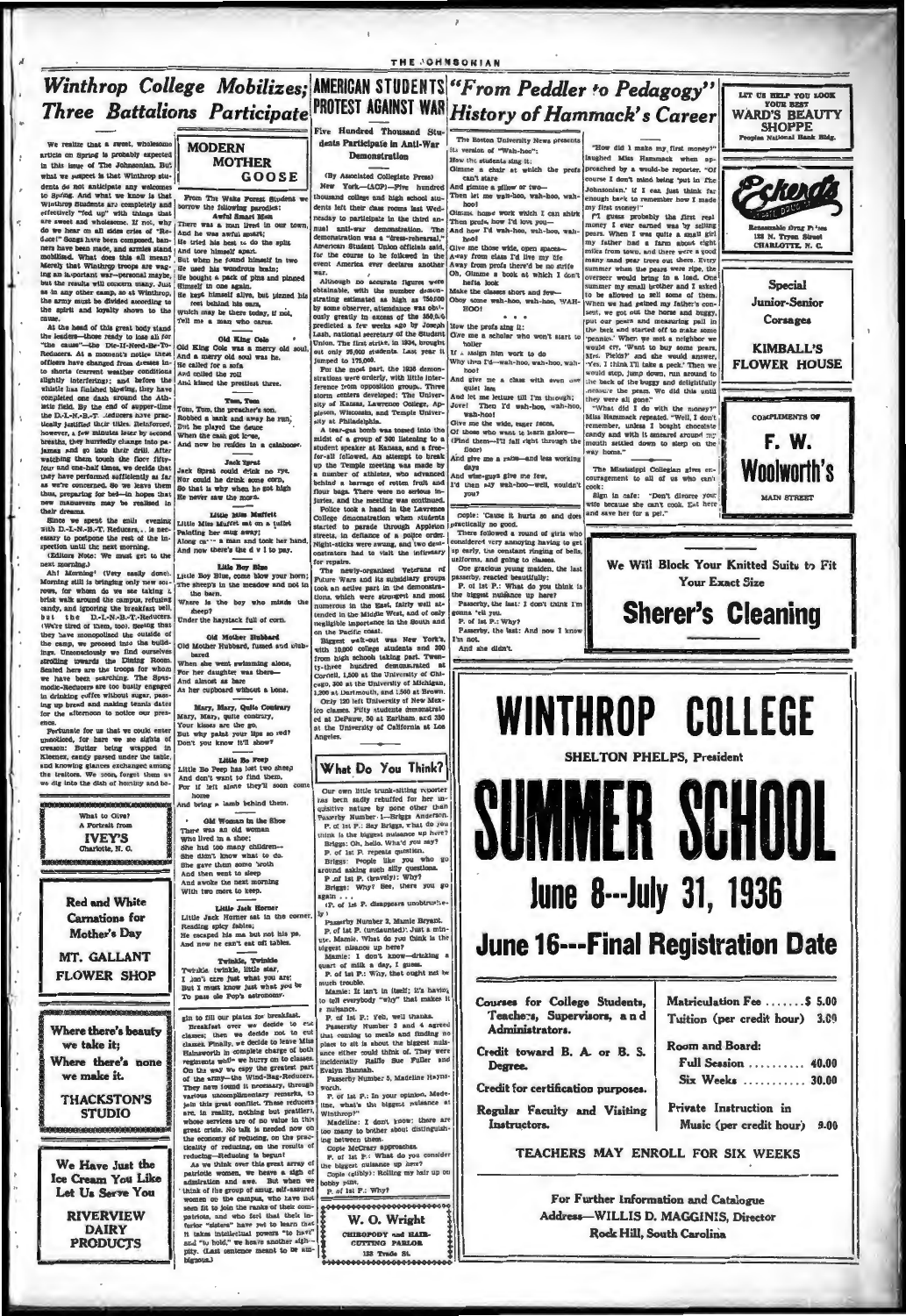# Winthrop College Mobilizes; Three Battalions Participate

We realize that a sweet, wholesome article on Spring is probably expected in this issue of The Johnsonian. But what we suspect is that Winthrop students do not anticipate any welcomes to Spring. And what we know is that Winthrop Students are completely and effectively "fed up" with things that are sweet and wholesome. If not, why do we hear on all sides cries of "Reduce!" Songs have been composed, banners have been made, and armies stand mobilized. What does this all mean? Merely that Winthrop troops are waging an important war—personal maybe, but the results will concern many. Just as in any other camp, so at Winthrop, the army must be divided according to the spirit and loyalty shown to the cause.

At the head of this great body stand the leaders—those ready to lose all for "the cause"—the Die-If-Need-Be-To-Reducers. At a moment's notice these officers have changed from dresses into shorts (current weather conditions slightly interfering); and before the whistle has finished blowing, they have completed one dash around the Athletic field. By the end of supper-time the D.-I.-N.-B.-T. -reducers have practically justified their titles. Reinforced, however, a few minutes later by second breaths, they hurriedly change into pajamas and go into their drill. After watching them touch the floor fifty-four and one-half times, we decide that they have performed sufficiently as far as we're concerned. So we leave them thus, preparing for bed—in hopes that new maneuvers may be realized in their dreams.

Since we spent the entire evening with D.-I.-N.-B.-T. Reducers, . is necessary to postpone the rest of the inspection until the next morning.

(Editors Note: We must get to the next morning.)

Ah! Morning! (Very easily done). Morning still is bringing only new sorrows, for whom do we see taking a brisk walk around the campus, refusing candy, and ignoring the breakfast bell, but the D.-I.-N.-B.-T.-Reducers. (We're tired of them, too). Seeing that they have monopolized the outside of the camp, we proceed into the buildings. Unconsciously we find ourselves strolling towards the Dining Room. Seated here are the troops for whom we have been searching. The Spasmodic-Reducers are too busily engaged in drinking coffee without sugar, passing up bread and making tennis dates for the afternoon to notice our presence.

Fortunate for us that we could enter unnoticed, for here we see sights of treason: Butter being wrapped in Kleenex, candy passed under the table, and knowing glances exchanged among the traitors. We soon forget them as we dig into the dish of hominy and bo-

gin to fill our plates for breakfast.

Breakfast over we decide to cut classes; then we decide not to cut classes. Finally, we decide to leave Miss Hainsworth in complete charge of both regiments while we hurry on to classes. On the way we spy the greatest part of the army—the Wind-Bag-Reducers. They have found it necessary, through various uncomplimentary remarks, to join this great conflict. These reducers are, in reality, nothing but prattlers, whose services are of no value in this great crisis. No talk is needed now on the economy of reducing, on the practicality of reducing, on the results of reducing—Reducing is begun!

As we think over this great array of patriotic women, we heave a sigh of admiration and awe. But when we think of the group of smug, self-assured women on the campus, who have not seen fit to join the ranks of their compatriots, and who feel that their inferior "sisters" have yet to learn that it takes intellectual powers "to have" and "to hold," we heave another sigh—pity. (Last sentence meant to be ambiguous.)

---

What to Give?
A Portrait from
**IVEY'S**
Charlotte, N. C.

---

**Red and White Carnations for Mother's Day**

**MT. GALLANT FLOWER SHOP**

---

**Where there's beauty we take it;**
**Where there's none we make it.**

**THACKSTON'S STUDIO**

---

**We Have Just the Ice Cream You Like**
**Let Us Serve You**

**RIVERVIEW DAIRY PRODUCTS**

---

# MODERN MOTHER GOOSE

From The Wake Forest Student we borrow the following parodies:

**Awful Smart Man**

There was a man lived in our town,
And he was awful smart;
He tried his best to do the splits
And tore himself apart.
But when he found himself in two
He used his wondrous brain;
He bought a pack of pins and pinned
Himself in one again.
He kept himself alive, but pinned his feet behind his ears,
Which may be there today, if not,
Tell me a man who cares.

**Old King Cole**

Old King Cole was a merry old soul,
And a merry old soul was he.
He called for a sofa
And coiled the roll
And kissed the prettiest three.

**Tom, Tom**

Tom, Tom, the preacher's son,
Robbed a bank and away he ran;
But he played the deuce
When the cash got loose,
And now he resides in a calaboose.

**Jack Sprat**

Jack Sprat could drink no rye,
Nor could he drink some corn,
So that is why when he got high
He never saw the morn.

**Little Miss Muffett**

Little Miss Muffet sat on a tuffet
Painting her mug away;
Along ca — a man and took her hand,
And now there's the d v l to pay.

**Little Boy Blue**

Little Boy Blue, come blow your horn;
The sheep's in the meadow and not in the barn.
Where is the boy who minds the sheep?
Under the haystack full of corn.

**Old Mother Hubbard**

Old Mother Hubbard, fussed and stabbered
When she went swimming alone,
For her daughter was there—
And almost as bare
As her cupboard without a bone.

**Mary, Mary, Quite Contrary**

Mary, Mary, quite contrary,
Your kisses are the go,
But why paint your lips so red?
Don't you know it'll show?

**Little Bo Peep**

Little Bo Peep has lost two sheep
And don't want to find them,
For if left alone they'll soon come home
And bring a lamb behind them.

**Old Woman in the Shoe**

There was an old woman
Who lived in a shoe;
She had too many children—
She didn't know what to do.
She gave them some broth
And then went to sleep
And awoke the next morning
With two more to keep.

**Little Jack Horner**

Little Jack Horner sat in the corner,
Reading spicy fables;
He licked his ma but not his pa,
And now he can't eat off tables.

**Twinkle, Twinkle**

Twinkle, twinkle, little star,
I don't care just what you are;
But I must know just what you be
To pass ole Pop's astronomy.

---

# AMERICAN STUDENTS PROTEST AGAINST WAR

## Five Hundred Thousand Students Participate in Anti-War Demonstration

(By Associated Collegiate Press)

New York.—(ACP)—Five hundred thousand college and high school students left their class rooms last Wednesday to participate in the third annual anti-war demonstration. The demonstration was a "dress-rehearsal," American Student Union officials said, for the course to be followed in the event America ever declares another war.

Although no accurate figures were obtainable, with the number demonstrating estimated as high as 750,000 by some observers, attendance was obviously greatly in excess of the 350,000 predicted a few weeks ago by Joseph Lash, national secretary of the Student Union. The first strike, in 1934, brought out only 25,000 students. Last year it jumped to 175,000.

For the most part, the 1936 demonstrations were orderly, with little interference from opposition groups. Three storm centers developed: The University of Kansas, Lawrence College, Appleton, Wisconsin, and Temple University at Philadelphia.

A tear-gas bomb was tossed into the midst of a group of 300 listening to a student speaker at Kansas, and a free-for-all followed. An attempt to break up the Temple meeting was made by a number of athletes, who advanced behind a barrage of rotten fruit and flour bags. There were no serious injuries, and the meeting was continued.

Police took a hand in the Lawrence College demonstration when students started to parade through Appleton streets, in defiance of a police order. Night-sticks were swung, and two demonstrators had to visit the infirmary for repairs.

The newly-organized Veterans of Future Wars and its subsidiary groups took an active part in the demonstrations, which were strongest and most numerous in the East, fairly well attended in the Middle West, and of only negligible importance in the South and on the Pacific coast.

Biggest walk-out was New York's, with 10,000 college students and 300 from high schools taking part. Twenty-three hundred demonstrated at Cornell, 1,500 at the University of Chicago, 300 at the University of Michigan, 1,200 at Dartmouth, and 1,500 at Brown.

Only 120 left University of New Mexico classes. Fifty students demonstrated at DePauw, 50 at Earlham, and 350 at the University of California at Los Angeles.

---

## What Do You Think?

Our own little trunk-sitting reporter has been sadly rebuffed for her inquisitive nature by none other than Passerby Number 1—Briggs Anderson.

P. of 1st P.: Say Briggs, what do you think is the biggest nuisance up here?

Briggs: Oh, hello. What'd you say?

P. of 1st P. repeats question.

Briggs: People like you who go around asking such silly questions.

P. of 1st P. (bravely): Why?

Briggs: Why? See, there you go again . . .

(P. of 1st P. disappears unobtrusively.)

Passerby Number 2, Mamie Bryant.

P. of 1st P. (undaunted): Just a minute. Mamie. What do you think is the biggest nuisance up here?

Mamie: I don't know—drinking a quart of milk a day, I guess.

P. of 1st P.: Why, that ought not be much trouble.

Mamie: It isn't in itself; it's having to tell everybody "why" that makes it a nuisance.

P. of 1st P.: Yeh, well thanks.

Passerby Number 3 and 4 agreed that coming to meals and finding no place to sit is about the biggest nuisance either could think of. They were incidentally Raiffe Sue Fuller and Evalyn Hannah.

Passerby Number 5, Madeline Haynsworth.

P. of 1st P.: In your opinion, Madeline, what's the biggest nuisance at Winthrop?

Madeline: I don't know; there are too many to bother about distinguishing between them.

Copie McCrary approaches.

P. of 1st P.: What do you consider the biggest nuisance up here?

Copie (glibly): Rolling my hair up on bobby pins.

P. of 1st P.: Why?

Copie: 'Cause it hurts so and does practically no good.

There followed a round of girls who considered very annoying having to get up early, the constant ringing of bells, uniforms, and going to classes.

One gracious young maiden, the last passerby, reacted beautifully:

P. of 1st P.: What do you think is the biggest nuisance up here?

Passerby, the last: I don't think I'm gonna tell you.

P. of 1st P.: Why?

Passerby, the last: And now I know I'm not.

And she didn't.

---

**W. O. Wright**
CHIROPODY and HAIR-CUTTING PARLOR
133 Trade St.

---

# "From Peddler to Pedagogy" History of Hammack's Career

The Boston University News presents its version of "Wah-hoo":

How the students sing it:
Gimme a chair at which the profs can't stare
And gimme a pillow or two—
Then let me wah-hoo, wah-hoo, wah-hoo!
Gimme home work which I can shirk
Then profs, how I'd love you—
And how I'd wah-hoo, wah-hoo, wah-hoo!
Give me those wide, open spaces—
Away from class I'd live my life
Away from profs there'd be no strife
Oh, Gimme a book at which I don't hafta look
Make the classes short and few—
Oboy some wah-hoo, wah-hoo, WAH-HOO!

\* \* \*

How the profs sing it:
Give me a scholar who won't start to holler
If I assign him work to do
Why then I'd—wah-hoo, wah-hoo, wah-hoo!
And give me a class with even one quiet lass
And let me lecture till I'm through;
Jove! Then I'd wah-hoo, wah-hoo, wah-hoo!
Give me the wide, eager faces,
Of those who want to learn galore—
(Find them—I'll fall right through the floor)
And give me a raise—and less working days
And what-guys give me few,
I'd then say wah-hoo—well, wouldn't you?

"How did I make my first money?" laughed Miss Hammack when approached by a would-be reporter. "Of course I don't mind being 'put in The Johnsonian,' if I can just think far enough back to remember how I made my first money!"

"I guess probably the first real money I ever earned was by selling pears. When I was quite a small girl my father had a farm about eight miles from town, and there were a good many sand pear trees out there. Every summer when the pears were ripe, the overseer would bring in a load. One summer my small brother and I asked to be allowed to sell some of them. When we had gained my father's consent, we got out the horse and buggy, put our pears and measuring pail in the back and started off to make some 'pennies.' When we met a neighbor we would cry, 'Want to buy some pears, Mrs. Fields?' and she would answer, 'Yes, I think I'll take a peck.' Then we would stop, jump down, run around to the back of the buggy and delightfully measure the pears. We did this until they were all gone."

"What did I do with the money?" Miss Hammack repeated. "Well, I don't remember, unless I bought chocolate candy and with it smeared around my mouth settled down to sleep on the way home."

The Mississippi Collegian gives encouragement to all of us who can't cook:

Sign in cafe: "Don't divorce your wife because she can't cook. Eat here and save her for a pet."

---

LET US HELP YOU LOOK YOUR BEST
**WARD'S BEAUTY SHOPPE**
Peoples National Bank Bldg.

---

**Eckerd's**
Reasonable Drug Prices
128 N. Tryon Street
CHARLOTTE, N. C.

---

**Special Junior-Senior Corsages**

**KIMBALL'S FLOWER HOUSE**

---

COMPLIMENTS OF
**F. W. Woolworth's**
MAIN STREET

---

**We Will Block Your Knitted Suits to Fit Your Exact Size**

**Sherer's Cleaning**

---

# WINTHROP COLLEGE

SHELTON PHELPS, President

# SUMMER SCHOOL

## June 8---July 31, 1936

## June 16---Final Registration Date

| | |
|---|---|
| Courses for College Students, Teachers, Supervisors, and Administrators. | Matriculation Fee ....... $ 5.00 |
| | Tuition (per credit hour) 3.00 |
| Credit toward B. A. or B. S. Degree. | Room and Board: |
| | Full Session .......... 40.00 |
| Credit for certification purposes. | Six Weeks .......... 30.00 |
| Regular Faculty and Visiting Instructors. | Private Instruction in Music (per credit hour) 9.00 |

TEACHERS MAY ENROLL FOR SIX WEEKS

For Further Information and Catalogue
Address—WILLIS D. MAGGINIS, Director
Rock Hill, South Carolina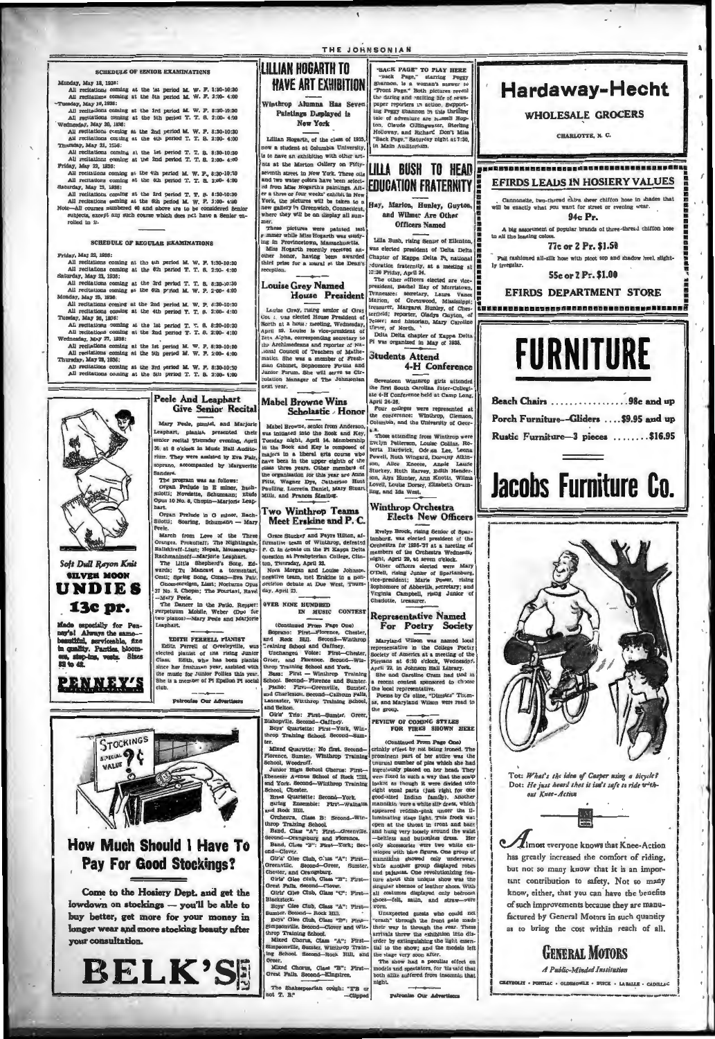## SCHEDULE OF SENIOR EXAMINATIONS

Monday, May 18, 1936:
All recitations coming at the 1st period M. W. F. 1:30-10:30
All recitations coming at the 5th period M. W. F. 2:00- 4:00

Tuesday, May 19, 1936:
All recitations coming at the 3rd period M. W. F. 8:30-10:30
All recitations coming at the 5th period T. T. S. 2:00- 4:00

Wednesday, May 20, 1936:
All recitations coming at the 2nd period M. W. F. 8:30-10:30
All recitations coming at the 4th period T. T. S. 2:00- 4:00

Thursday, May 21, 1936:
All recitations coming at the 1st period T. T. S. 8:30-10:30
All recitations coming at the 2nd period T. T. S. 2:00- 4:00

Friday, May 22, 1936:
All recitations coming at the 4th period M. W. F. 8:30-10:30
All recitations coming at the 6th period T. T. S. 2:00- 4:00

Saturday, May 23, 1936:
All recitations coming at the 3rd period T. T. S. 8:30-10:30
All recitations coming at the 6th period M. W. F. 2:00- 4:00

Note—All courses numbered 40 and above are to be considered Senior subjects, except any such course which does not have a Senior enrolled in it.

## SCHEDULE OF REGULAR EXAMINATIONS

Friday, May 22, 1936:
All recitations coming at the 4th period M. W. F. 1:30-10:30
All recitations coming at the 6th period T. T. S. 2:00- 4:00

Saturday, May 23, 1936:
All recitations coming at the 3rd period T. T. S. 8:30-10:30
All recitations coming at the 6th period M. W. F. 2:00- 4:00

Monday, May 25, 1936:
All recitations coming at the 2nd period M. W. F. 4:30-10:30
All recitations coming at the 4th period T. T. S. 2:00- 4:00

Tuesday, May 26, 1936:
All recitations coming at the 1st period T. T. S. 8:30-10:30
All recitations coming at the 2nd period T. T. S. 2:00- 4:00

Wednesday, May 27, 1936:
All recitations coming at the 1st period M. W. F. 8:30-10:30
All recitations coming at the 5th period M. W. F. 2:00- 4:00

Thursday, May 28, 1936:
All recitations coming at the 3rd period M. W. F. 8:30-10:30
All recitations coming at the 5th period T. T. S. 2:00- 4:00

*Soft Dull Rayon Knit*

**SILVER MOON UNDIES**

**13c pr.**

Made especially for Penney's! Always the same—beautiful, serviceable, fine in quality. Panties, bloomers, step-ins, vests. Sizes 32 to 42.

**PENNEY'S**

STOCKINGS SPECIAL VALUE

## How Much Should I Have To Pay For Good Stockings?

Come to the Hosiery Dept. and get the lowdown on stockings — you'll be able to buy better, get more for your money in longer wear and more stocking beauty after your consultation.

**BELK'S**

## Peele And Leaphart Give Senior Recital

Mary Peele, pianist, and Marjorie Leaphart, pianist, presented their senior recital Thursday evening, April 30, at 8 o'clock in Music Hall Auditorium. They were assisted by Eva Fair, soprano, accompanied by Marguerite Sanders.

The program was as follows:

Organ Prelude in E minor, Bach-Siloti; Novelette, Schumann; Etude Opus 10 No. 8, Chopin—Marjorie Leaphart.

Organ Prelude in G minor, Bach-Siloti; Soaring, Schumann — Mary Peele.

March from Love of the Three Oranges, Prokofieff; The Nightingale, Balakireff-Liszt; Hopak, Moussorgsky-Rachmaninoff—Marjorie Leaphart.

The Little Shepherd's Song, Edwards; Tu Mancavi a tormentarl, Cesti; Spring Song, Como—Eva Fair.

Ondine, Ravel; Liszt; Nocturne Opus 37 No. 2, Chopin; The Fountain, Ravel—Mary Peele.

The Dancer in the Patio, Repper; Perpetuum Mobile, Weber (Duo for two pianos)—Mary Peele and Marjorie Leaphart.

EDITH FERRELL PIANIST

Edith Ferrell of Greeleyville, was elected pianist of the rising Junior Class. Edith, who has been pianist since her freshman year, assisted with the music for Junior Follies this year. She is a member of Pi Epsilon Pi social club.

Patronize Our Advertisers

## LILLIAN HOGARTH TO HAVE ART EXHIBITION

Winthrop Alumna Has Seven Paintings Displayed in New York

Lillian Hogarth, of the class of 1935, now a student at Columbia University, is to have an exhibition with other artists at the Morton Gallery on Fifty-seventh street in New York. Three oils and two water colors have been selected from Miss Hogarth's paintings. After a three or four weeks' exhibit in New York, the pictures will be taken to a new gallery in Greenwich, Connecticut, where they will be on display all summer.

These pictures were painted last summer while Miss Hogarth was studying in Provincetown, Massachusetts.

Miss Hogarth recently received another honor, having been awarded third prize for a mural at the Dean's reception.

## Louise Grey Named House President

Louise Gray, rising senior of Gray Court, was elected House President of North at a house meeting, Wednesday, April 29. Louise is vice-president of Zeta Alpha, corresponding secretary to the Archimedeans and reporter of National Council of Teachers of Mathematics. She was a member of Freshman Cabinet, Sophomore Forum and Junior Forum. She will serve as Circulation Manager of The Johnsonian next year.

## Mabel Browne Wins Scholastic Honor

Mabel Browne, senior from Anderson, was initiated into the Book and Key, Tuesday night, April 14. Membership in the Book and Key is composed of majors in a liberal arts course who have been in the upper eighth of the class three years. Other members of the organization for this year are Anne Pitts, Wagner Dye, Catherine Hunt Paulling, Lucretia Daniel, Mary Stuart Mills, and Frances Mauling.

## Two Winthrop Teams Meet Erskine and P. C.

Grace Stuckey and Payre Hilton, affirmative team of Winthrop, defeated P. C. in debate on the Pi Kappa Delta question at Presbyterian College, Clinton, Thursday, April 23.

Nora Morgan and Louise Johnson, negative team, met Erskine in a non-decision debate at Due West, Thursday, April 23.

### OVER NINE HUNDRED IN MUSIC CONTEST

(Continued From Page One)

Soprano: First—Florence, Chester, and Rock Hill. Second—Winthrop Training School and Gaffney.

Unchanged Voice: First—Chester, Greer, and Florence. Second—Winthrop Training School and York.

Bass: First — Winthrop Training School. Second—Florence and Sumter.

Piano: First—Greenville, Sumter, and Charleston. Second—Calhoun Falls, Lancaster, Winthrop Training School, and Belton.

Girls' Trio: First—Sumter, Greer, Bishopville. Second—Gaffney.

Boys' Quartette: First—York, Winthrop Training School. Second—Sumter.

Mixed Quartette: No first. Second—Florence, Sumter, Winthrop Training School, Woodruff.

Junior High School Chorus: First—Ebenezer Avenue School of Rock Hill, and York. Second—Winthrop Training School, Chester.

Brass Quartette: Second—York.

String Ensemble: First—Walhalla and Rock Hill.

Orchestra, Class B: Second—Winthrop Training School.

Band, Class "A": First—Greenville. Second—Orangeburg and Florence.

Band, Class "B": First—York; Second—Clover.

Girls' Glee Club, Class "A": First—Greenville. Second—Greer, Sumter, Chester, and Orangeburg.

Girls' Glee Club, Class "B": First—Great Falls. Second—Clover.

Girls' Glee Club, Class "C": First—Blackstock.

Boys' Glee Club, Class "A": First—Sumter. Second—Rock Hill.

Boys' Glee Club, Class "B": First—Simpsonville. Second—Clover and Winthrop Training School.

Mixed Chorus, Class "A": First—Simpsonville, Sumter, Winthrop Training School. Second—Rock Hill, and Greer.

Mixed Chorus, Class "B": First—Great Falls. Second—Kingstree.

The Shakespearian cough: "TB or not T. B."

—Clipped

"BACK PAGE" TO PLAY HERE

"Back Page," starring Peggy Shannon, is a woman's answer to "Front Page." Both pictures reveal the daring and exciting life of newspaper reporters in action. Supporting Peggy Shannon in this thrilling tale of adventure are Russell Hopton, Claude Gillingwater, Sterling Holloway, and Richard Don't Miss "Back Page," Saturday night at 7:30, in Main Auditorium.

## LILLA BUSH TO HEAD EDUCATION FRATERNITY

Hay, Marion, Hunley, Guyton, and Wilmer Are Other Officers Named

Lilla Bush, rising senior of Ellenton, was elected president of Delta Delta Chapter of Kappa Delta Pi, national education fraternity, at a meeting at 12:30 Friday, April 24.

The other officers elected are vice-president, Rachel Hay of Morristown, Tennessee; secretary, Laura Vance Marion, of Greenwood, Mississippi; treasurer, Margaret Hunley, of Chesterfield; reporter, Gladys Guyton, of Pelzer; and historian, Mary Caroline Wilmer, of North.

Delta Delta chapter of Kappa Delta Pi was organized in May of 1935.

## Students Attend 4-H Conference

Seventeen Winthrop girls attended the first South Carolina Inter-Collegiate 4-H Conference held at Camp Long, April 24-26.

Four colleges were represented at the conference: Winthrop, Clemson, Columbia, and the University of Georgia.

Those attending from Winthrop were Evelyn Patterson, Louise Collins, Roberta Hardwick, Odessa Lee, Leona Powell, Ruth Wingard, Dorothy Atkinson, Alice Kneece, Annie Laude Stuckey, Ruth Harvey, Edith Henderson, Alys Hunter, Ann Knotts, Wilma Lovell, Louise Dorsey, Elizabeth Gramling, and Ida West.

## Winthrop Orchestra Elects New Officers

Evelyn Brock, rising Senior of Spartanburg, was elected president of the Orchestra for 1936-37 at a meeting of members of the Orchestra Wednesday night, April 29, at seven o'clock.

Other officers elected were Mary O'Dell, rising Junior of Spartanburg, vice-president; Marie Power, rising Sophomore of Abbeville, secretary; and Virginia Campbell, rising Junior of Charlotte, treasurer.

## Representative Named For Poetry Society

Maryland Wilson was named local representative in the College Poetry Society of America at a meeting of the Pierians at 6:30 o'clock, Wednesday, April 22, in Johnson Hall Library.

She and Caroline Cram had tied in a recent contest sponsored to choose the local representative.

Poems by Caroline, "Dimples" Thomas, and Maryland Wilson were read to the group.

### PREVIEW OF COMING STYLES FOR FIRES SHOWN HERE

(Continued From Page One)

crinkly effect by not being ironed. The prominent part of her attire was the unusual number of pins which she had ingeniously placed on her head. They were fixed in such a way that the scalp looked as though it were divided into eight equal parts (just right for one good-sized Indian family). Another mannikin wore a white silk dress, which appeared reddish-pink under the illuminating stage light. This frock was open at the throat in front and back and hung very loosely around the waist—beltless and buttonless dress. Her only accessories were two white envelopes which she carried. One group of mannikins showed only underwear, while another group displayed robes and pajamas. One revolutionizing feature about this unique show was the singular absence of leather shoes. With all costumes displayed only bedroom shoes—felt, satin, and straw—were worn.

Unexpected guests who could not "crash" through the front gate made their way in through the rear. These arrivals threw this exhibition into disorder by extinguishing the light essential to the show; and the models left the stage very soon after.

The show had a peculiar effect on models and spectators, for 'tis said that both alike suffered from insomnia that night.

Patronize Our Advertisers

# Hardaway-Hecht

WHOLESALE GROCERS

CHARLOTTE, N. C.

## EFIRDS LEADS IN HOSIERY VALUES

Cannonette, two-thread extra sheer chiffon hose in shades that will be exactly what you want for street or evening wear.

**94c Pr.**

A big assortment of popular brands of three-thread chiffon hose in all the leading colors.

**77c or 2 Pr. $1.50**

Full fashioned all-silk hose with picot top and shadow heel, slightly irregular.

**55c or 2 Pr. $1.00**

**EFIRDS DEPARTMENT STORE**

# FURNITURE

Beach Chairs .................98c and up

Porch Furniture—Gliders ....$9.95 and up

Rustic Furniture—3 pieces ........$16.95

# Jacobs Furniture Co.

Tot: *What's the idea of Casper using a bicycle?*
Dot: *He just heard that it isn't safe to ride without Knee-Action*

Almost everyone knows that Knee-Action has greatly increased the comfort of riding, but not so many know that it is an important contribution to safety. Not so many know, either, that you can have the benefits of such improvements because they are manufactured by General Motors in such quantity as to bring the cost within reach of all.

**GENERAL MOTORS**

*A Public-Minded Institution*

CHEVROLET • PONTIAC • OLDSMOBILE • BUICK • LA SALLE • CADILLAC